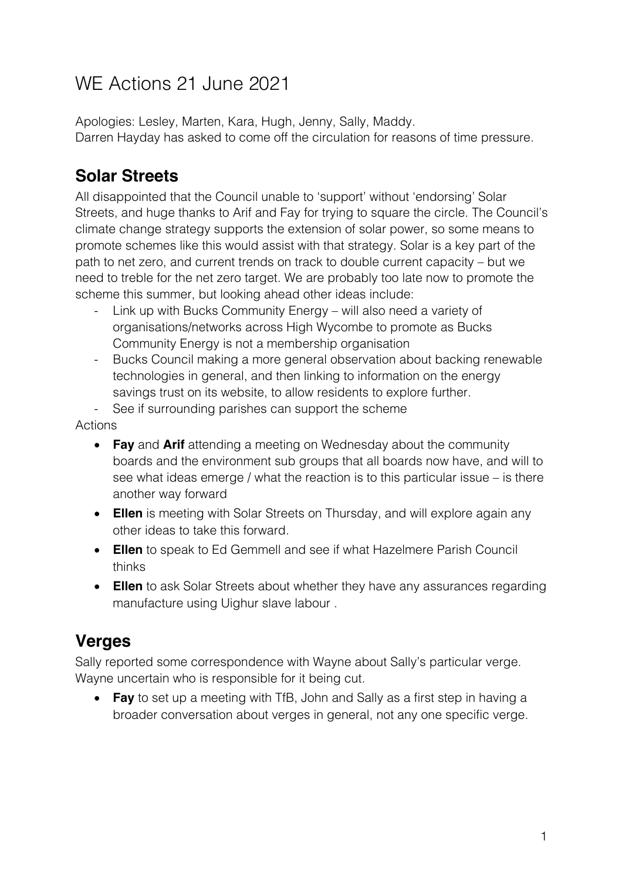# WE Actions 21 June 2021

Apologies: Lesley, Marten, Kara, Hugh, Jenny, Sally, Maddy.
Darren Hayday has asked to come off the circulation for reasons of time pressure.

## Solar Streets

All disappointed that the Council unable to 'support' without 'endorsing' Solar Streets, and huge thanks to Arif and Fay for trying to square the circle. The Council's climate change strategy supports the extension of solar power, so some means to promote schemes like this would assist with that strategy. Solar is a key part of the path to net zero, and current trends on track to double current capacity – but we need to treble for the net zero target. We are probably too late now to promote the scheme this summer, but looking ahead other ideas include:

- Link up with Bucks Community Energy – will also need a variety of organisations/networks across High Wycombe to promote as Bucks Community Energy is not a membership organisation
- Bucks Council making a more general observation about backing renewable technologies in general, and then linking to information on the energy savings trust on its website, to allow residents to explore further.
- See if surrounding parishes can support the scheme

Actions

- **Fay** and **Arif** attending a meeting on Wednesday about the community boards and the environment sub groups that all boards now have, and will to see what ideas emerge / what the reaction is to this particular issue – is there another way forward
- **Ellen** is meeting with Solar Streets on Thursday, and will explore again any other ideas to take this forward.
- **Ellen** to speak to Ed Gemmell and see if what Hazelmere Parish Council thinks
- **Ellen** to ask Solar Streets about whether they have any assurances regarding manufacture using Uighur slave labour .

## Verges

Sally reported some correspondence with Wayne about Sally's particular verge. Wayne uncertain who is responsible for it being cut.

- **Fay** to set up a meeting with TfB, John and Sally as a first step in having a broader conversation about verges in general, not any one specific verge.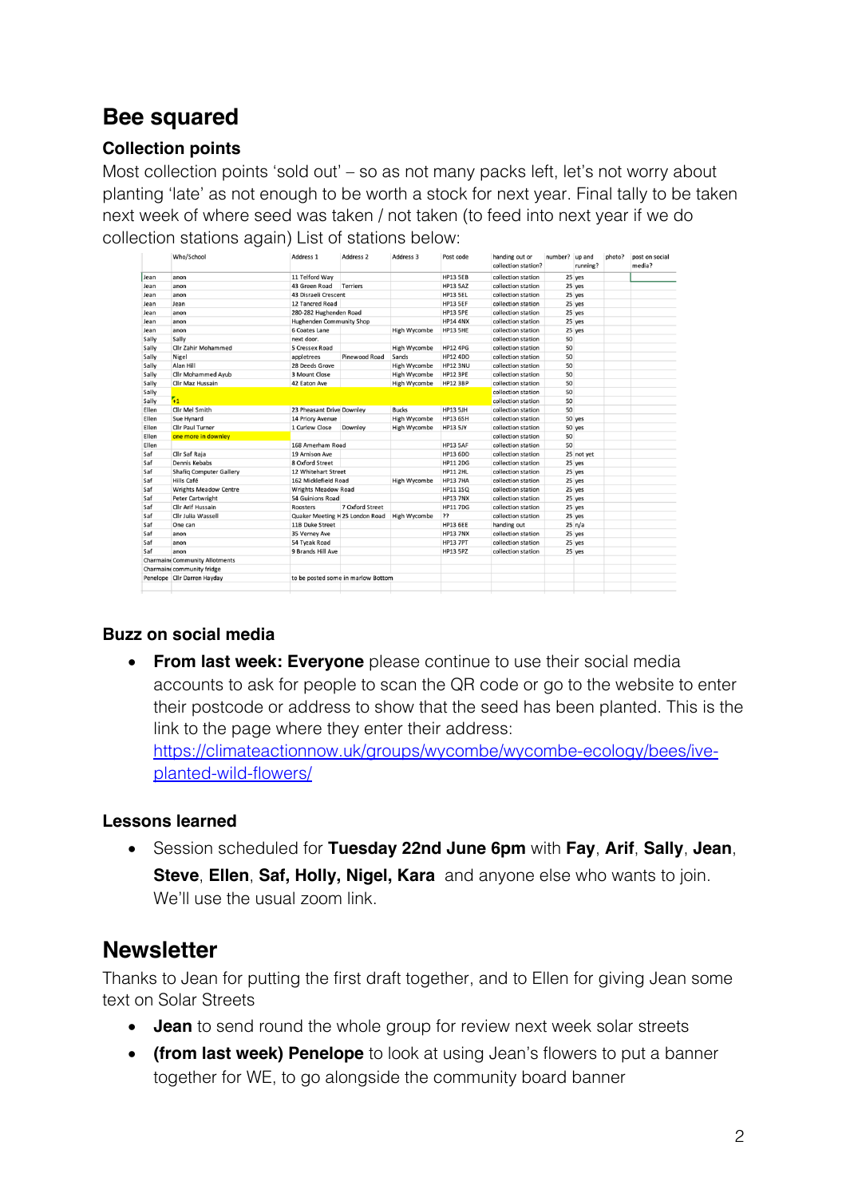# Bee squared

### Collection points

Most collection points 'sold out' – so as not many packs left, let's not worry about planting 'late' as not enough to be worth a stock for next year. Final tally to be taken next week of where seed was taken / not taken (to feed into next year if we do collection stations again) List of stations below:

| | Who/School | Address 1 | Address 2 | Address 3 | Post code | handing out or collection station? | number? | up and running? | photo? | post on social media? |
|---|---|---|---|---|---|---|---|---|---|---|
| Jean | anon | 11 Telford Way | | | HP13 5EB | collection station | 25 | yes | | |
| Jean | anon | 43 Green Road | Terriers | | HP13 5AZ | collection station | 25 | yes | | |
| Jean | anon | 43 Disraeli Crescent | | | HP13 5EL | collection station | 25 | yes | | |
| Jean | Jean | 12 Tancred Road | | | HP13 5EF | collection station | 25 | yes | | |
| Jean | anon | 280-282 Hughenden Road | | | HP13 5PE | collection station | 25 | yes | | |
| Jean | anon | Hughenden Community Shop | | | HP14 4NX | collection station | 25 | yes | | |
| Jean | anon | 6 Coates Lane | | High Wycombe | HP13 5HE | collection station | 25 | yes | | |
| Sally | Sally | next door. | | | | collection station | 50 | | | |
| Sally | Cllr Zahir Mohammed | 5 Cressex Road | | High Wycombe | HP12 4PG | collection station | 50 | | | |
| Sally | Nigel | appletrees | Pinewood Road | Sands | HP12 4DD | collection station | 50 | | | |
| Sally | Alan Hill | 28 Deeds Grove | | High Wycombe | HP12 3NU | collection station | 50 | | | |
| Sally | Cllr Mohammed Ayub | 3 Mount Close | | High Wycombe | HP12 3PE | collection station | 50 | | | |
| Sally | Cllr Maz Hussain | 42 Eaton Ave | | High Wycombe | HP12 3BP | collection station | 50 | | | |
| Sally | | | | | | collection station | 50 | | | |
| Sally | +1 | | | | | collection station | 50 | | | |
| Ellen | Cllr Mel Smith | 23 Pheasant Drive | Downley | Bucks | HP13 5JH | collection station | 50 | | | |
| Ellen | Sue Hynard | 14 Priory Avenue | | High Wycombe | HP13 6SH | collection station | 50 | yes | | |
| Ellen | Cllr Paul Turner | 1 Curlew Close | Downley | High Wycombe | HP13 5JY | collection station | 50 | yes | | |
| Ellen | one more in downley | | | | | collection station | 50 | | | |
| Ellen | | 168 Amerham Road | | | HP13 5AF | collection station | 50 | | | |
| Saf | Cllr Saf Raja | 19 Arnison Ave | | | HP13 6DD | collection station | 25 | not yet | | |
| Saf | Dennis Kebabs | 8 Oxford Street | | | HP11 2DG | collection station | 25 | yes | | |
| Saf | Shafiq Computer Gallery | 12 Whitehart Street | | | HP11 2HL | collection station | 25 | yes | | |
| Saf | Hills Café | 162 Micklefield Road | | High Wycombe | HP13 7HA | collection station | 25 | yes | | |
| Saf | Wrights Meadow Centre | Wrights Meadow Road | | | HP11 1SQ | collection station | 25 | yes | | |
| Saf | Peter Cartwright | 54 Guinions Road | | | HP13 7NX | collection station | 25 | yes | | |
| Saf | Cllr Arif Hussain | Roosters | 7 Oxford Street | | HP11 7DG | collection station | 25 | yes | | |
| Saf | Cllr Julia Wassell | Quaker Meeting H | 25 London Road | High Wycombe | ?? | collection station | 25 | yes | | |
| Saf | One can | 11B Duke Street | | | HP13 6EE | handing out | 25 | n/a | | |
| Saf | anon | 35 Verney Ave | | | HP13 7NX | collection station | 25 | yes | | |
| Saf | anon | 54 Tyzak Road | | | HP13 7PT | collection station | 25 | yes | | |
| Saf | anon | 9 Brands Hill Ave | | | HP13 5PZ | collection station | 25 | yes | | |
| Charmaine | Community Allotments | | | | | | | | | |
| Charmaine | community fridge | | | | | | | | | |
| Penelope | Cllr Darren Hayday | to be posted some in marlow Bottom | | | | | | | | |

### Buzz on social media

- **From last week: Everyone** please continue to use their social media accounts to ask for people to scan the QR code or go to the website to enter their postcode or address to show that the seed has been planted. This is the link to the page where they enter their address: https://climateactionnow.uk/groups/wycombe/wycombe-ecology/bees/ive-planted-wild-flowers/

### Lessons learned

- Session scheduled for **Tuesday 22nd June 6pm** with **Fay**, **Arif**, **Sally**, **Jean**, **Steve**, **Ellen**, **Saf, Holly, Nigel, Kara** and anyone else who wants to join. We'll use the usual zoom link.

# Newsletter

Thanks to Jean for putting the first draft together, and to Ellen for giving Jean some text on Solar Streets

- **Jean** to send round the whole group for review next week solar streets
- **(from last week) Penelope** to look at using Jean's flowers to put a banner together for WE, to go alongside the community board banner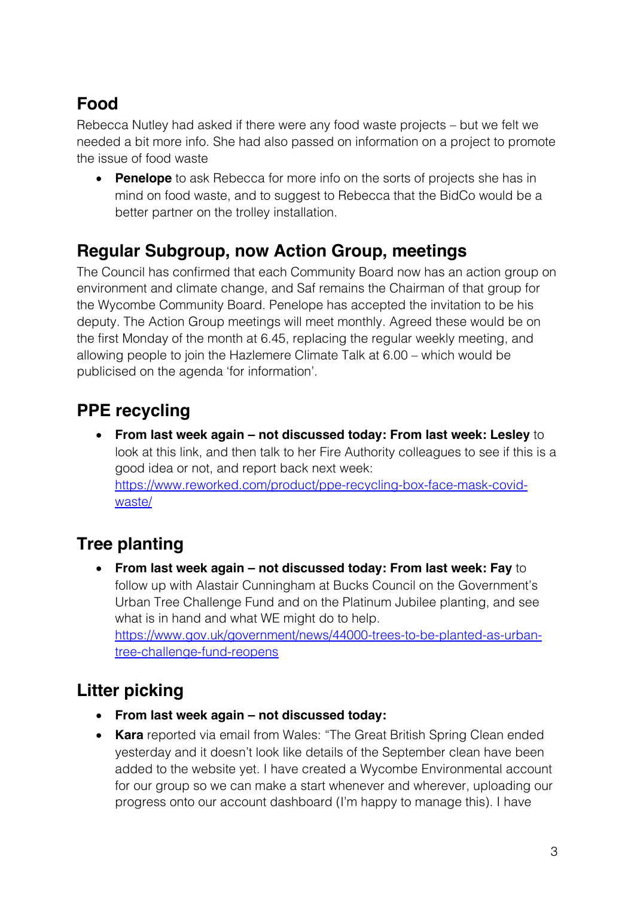## Food

Rebecca Nutley had asked if there were any food waste projects – but we felt we needed a bit more info. She had also passed on information on a project to promote the issue of food waste

- **Penelope** to ask Rebecca for more info on the sorts of projects she has in mind on food waste, and to suggest to Rebecca that the BidCo would be a better partner on the trolley installation.

## Regular Subgroup, now Action Group, meetings

The Council has confirmed that each Community Board now has an action group on environment and climate change, and Saf remains the Chairman of that group for the Wycombe Community Board. Penelope has accepted the invitation to be his deputy. The Action Group meetings will meet monthly. Agreed these would be on the first Monday of the month at 6.45, replacing the regular weekly meeting, and allowing people to join the Hazlemere Climate Talk at 6.00 – which would be publicised on the agenda 'for information'.

## PPE recycling

- **From last week again – not discussed today: From last week: Lesley** to look at this link, and then talk to her Fire Authority colleagues to see if this is a good idea or not, and report back next week: [https://www.reworked.com/product/ppe-recycling-box-face-mask-covid-waste/](https://www.reworked.com/product/ppe-recycling-box-face-mask-covid-waste/)

## Tree planting

- **From last week again – not discussed today: From last week: Fay** to follow up with Alastair Cunningham at Bucks Council on the Government's Urban Tree Challenge Fund and on the Platinum Jubilee planting, and see what is in hand and what WE might do to help. [https://www.gov.uk/government/news/44000-trees-to-be-planted-as-urban-tree-challenge-fund-reopens](https://www.gov.uk/government/news/44000-trees-to-be-planted-as-urban-tree-challenge-fund-reopens)

## Litter picking

- **From last week again – not discussed today:**
- **Kara** reported via email from Wales: "The Great British Spring Clean ended yesterday and it doesn't look like details of the September clean have been added to the website yet. I have created a Wycombe Environmental account for our group so we can make a start whenever and wherever, uploading our progress onto our account dashboard (I'm happy to manage this). I have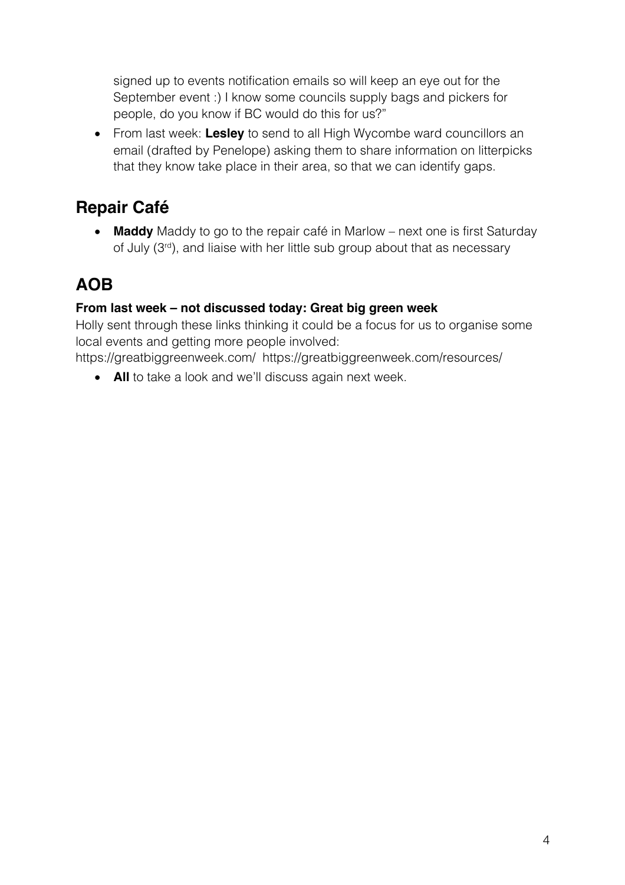signed up to events notification emails so will keep an eye out for the September event :) I know some councils supply bags and pickers for people, do you know if BC would do this for us?"

- From last week: **Lesley** to send to all High Wycombe ward councillors an email (drafted by Penelope) asking them to share information on litterpicks that they know take place in their area, so that we can identify gaps.

## Repair Café

- **Maddy** Maddy to go to the repair café in Marlow – next one is first Saturday of July (3rd), and liaise with her little sub group about that as necessary

## AOB

**From last week – not discussed today: Great big green week**

Holly sent through these links thinking it could be a focus for us to organise some local events and getting more people involved:
https://greatbiggreenweek.com/ https://greatbiggreenweek.com/resources/

- **All** to take a look and we'll discuss again next week.